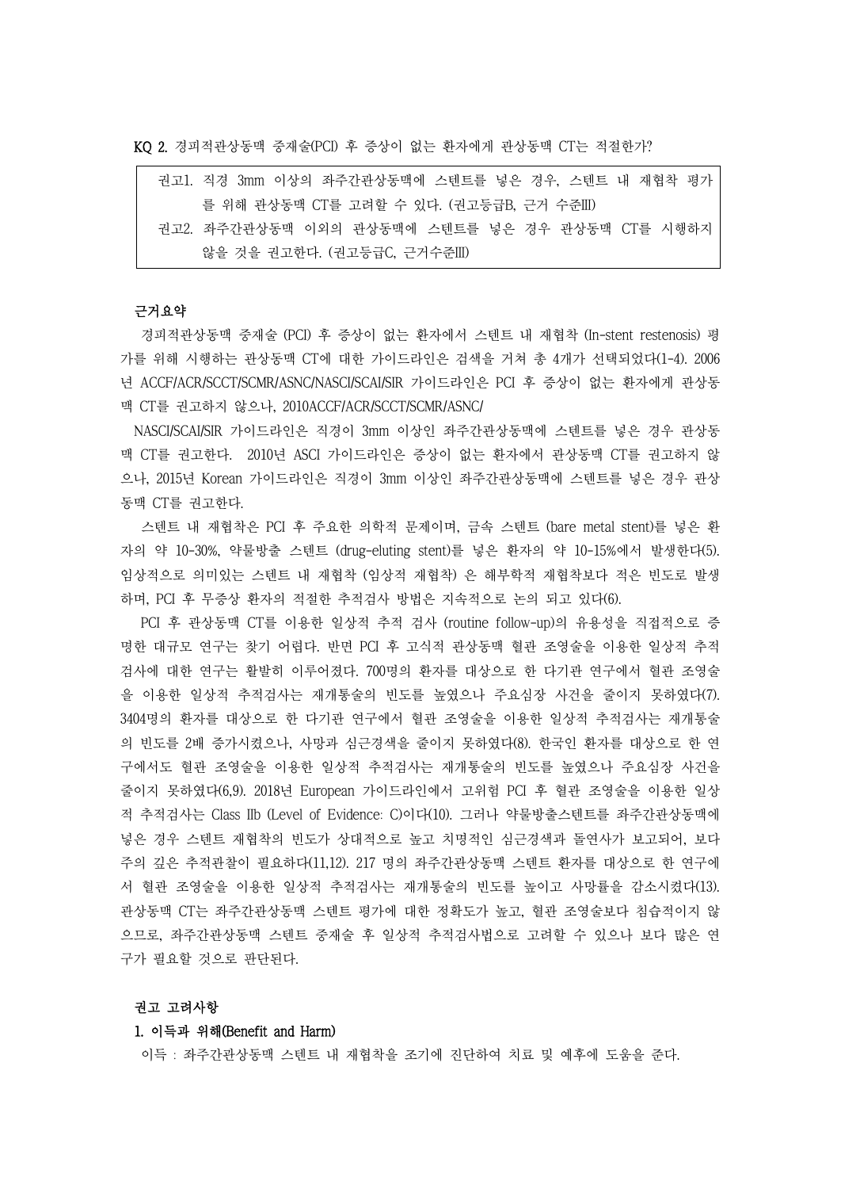KQ 2. 경피적관상동맥 중재술(PCI) 후 증상이 없는 환자에게 관상동맥 CT는 적절한가?

> 권고1. 직경 3mm 이상의 좌주간관상동맥에 스텐트를 넣은 경우, 스텐트 내 재협착 평가를 위해 관상동맥 CT를 고려할 수 있다. (권고등급B, 근거 수준III)
>
> 권고2. 좌주간관상동맥 이외의 관상동맥에 스텐트를 넣은 경우 관상동맥 CT를 시행하지 않을 것을 권고한다. (권고등급C, 근거수준III)

**근거요약**

경피적관상동맥 중재술 (PCI) 후 증상이 없는 환자에서 스텐트 내 재협착 (In-stent restenosis) 평가를 위해 시행하는 관상동맥 CT에 대한 가이드라인은 검색을 거쳐 총 4개가 선택되었다(1-4). 2006년 ACCF/ACR/SCCT/SCMR/ASNC/NASCI/SCAI/SIR 가이드라인은 PCI 후 증상이 없는 환자에게 관상동맥 CT를 권고하지 않으나, 2010ACCF/ACR/SCCT/SCMR/ASNC/NASCI/SCAI/SIR 가이드라인은 직경이 3mm 이상인 좌주간관상동맥에 스텐트를 넣은 경우 관상동맥 CT를 권고한다. 2010년 ASCI 가이드라인은 증상이 없는 환자에서 관상동맥 CT를 권고하지 않으나, 2015년 Korean 가이드라인은 직경이 3mm 이상인 좌주간관상동맥에 스텐트를 넣은 경우 관상동맥 CT를 권고한다.

스텐트 내 재협착은 PCI 후 주요한 의학적 문제이며, 금속 스텐트 (bare metal stent)를 넣은 환자의 약 10-30%, 약물방출 스텐트 (drug-eluting stent)를 넣은 환자의 약 10-15%에서 발생한다(5). 임상적으로 의미있는 스텐트 내 재협착 (임상적 재협착) 은 해부학적 재협착보다 적은 빈도로 발생하며, PCI 후 무증상 환자의 적절한 추적검사 방법은 지속적으로 논의 되고 있다(6).

PCI 후 관상동맥 CT를 이용한 일상적 추적 검사 (routine follow-up)의 유용성을 직접적으로 증명한 대규모 연구는 찾기 어렵다. 반면 PCI 후 고식적 관상동맥 혈관 조영술을 이용한 일상적 추적검사에 대한 연구는 활발히 이루어졌다. 700명의 환자를 대상으로 한 다기관 연구에서 혈관 조영술을 이용한 일상적 추적검사는 재개통술의 빈도를 높였으나 주요심장 사건을 줄이지 못하였다(7). 3404명의 환자를 대상으로 한 다기관 연구에서 혈관 조영술을 이용한 일상적 추적검사는 재개통술의 빈도를 2배 증가시켰으나, 사망과 심근경색을 줄이지 못하였다(8). 한국인 환자를 대상으로 한 연구에서도 혈관 조영술을 이용한 일상적 추적검사는 재개통술의 빈도를 높였으나 주요심장 사건을 줄이지 못하였다(6,9). 2018년 European 가이드라인에서 고위험 PCI 후 혈관 조영술을 이용한 일상적 추적검사는 Class IIb (Level of Evidence: C)이다(10). 그러나 약물방출스텐트를 좌주간관상동맥에 넣은 경우 스텐트 재협착의 빈도가 상대적으로 높고 치명적인 심근경색과 돌연사가 보고되어, 보다 주의 깊은 추적관찰이 필요하다(11,12). 217 명의 좌주간관상동맥 스텐트 환자를 대상으로 한 연구에서 혈관 조영술을 이용한 일상적 추적검사는 재개통술의 빈도를 높이고 사망률을 감소시켰다(13). 관상동맥 CT는 좌주간관상동맥 스텐트 평가에 대한 정확도가 높고, 혈관 조영술보다 침습적이지 않으므로, 좌주간관상동맥 스텐트 중재술 후 일상적 추적검사법으로 고려할 수 있으나 보다 많은 연구가 필요할 것으로 판단된다.

**권고 고려사항**

**1. 이득과 위해(Benefit and Harm)**

이득 : 좌주간관상동맥 스텐트 내 재협착을 조기에 진단하여 치료 및 예후에 도움을 준다.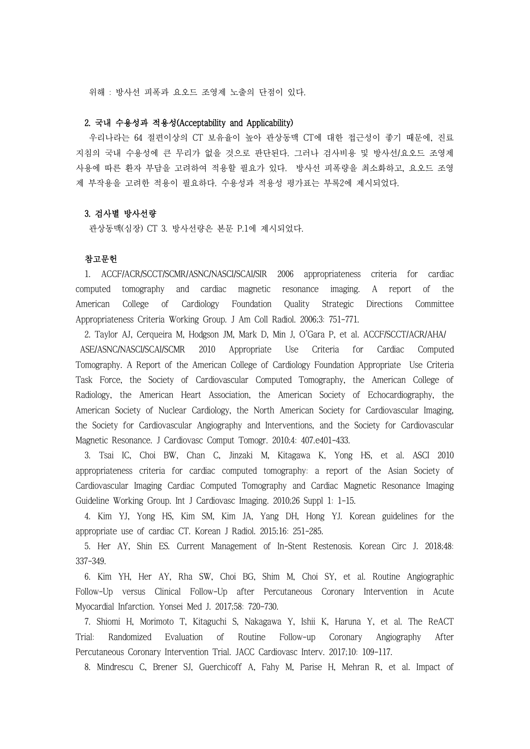위해 : 방사선 피폭과 요오드 조영제 노출의 단점이 있다.

### 2. 국내 수용성과 적용성(Acceptability and Applicability)

우리나라는 64 절편이상의 CT 보유율이 높아 관상동맥 CT에 대한 접근성이 좋기 때문에, 진료 지침의 국내 수용성에 큰 무리가 없을 것으로 판단된다. 그러나 검사비용 및 방사선/요오드 조영제 사용에 따른 환자 부담을 고려하여 적용할 필요가 있다. 방사선 피폭량을 최소화하고, 요오드 조영제 부작용을 고려한 적용이 필요하다. 수용성과 적용성 평가표는 부록2에 제시되었다.

### 3. 검사별 방사선량

관상동맥(심장) CT 3. 방사선량은 본문 P.1에 제시되었다.

### 참고문헌

1. ACCF/ACR/SCCT/SCMR/ASNC/NASCI/SCAI/SIR 2006 appropriateness criteria for cardiac computed tomography and cardiac magnetic resonance imaging. A report of the American College of Cardiology Foundation Quality Strategic Directions Committee Appropriateness Criteria Working Group. J Am Coll Radiol. 2006;3: 751-771.
2. Taylor AJ, Cerqueira M, Hodgson JM, Mark D, Min J, O'Gara P, et al. ACCF/SCCT/ACR/AHA/ASE/ASNC/NASCI/SCAI/SCMR 2010 Appropriate Use Criteria for Cardiac Computed Tomography. A Report of the American College of Cardiology Foundation Appropriate Use Criteria Task Force, the Society of Cardiovascular Computed Tomography, the American College of Radiology, the American Heart Association, the American Society of Echocardiography, the American Society of Nuclear Cardiology, the North American Society for Cardiovascular Imaging, the Society for Cardiovascular Angiography and Interventions, and the Society for Cardiovascular Magnetic Resonance. J Cardiovasc Comput Tomogr. 2010;4: 407.e401-433.
3. Tsai IC, Choi BW, Chan C, Jinzaki M, Kitagawa K, Yong HS, et al. ASCI 2010 appropriateness criteria for cardiac computed tomography: a report of the Asian Society of Cardiovascular Imaging Cardiac Computed Tomography and Cardiac Magnetic Resonance Imaging Guideline Working Group. Int J Cardiovasc Imaging. 2010;26 Suppl 1: 1-15.
4. Kim YJ, Yong HS, Kim SM, Kim JA, Yang DH, Hong YJ. Korean guidelines for the appropriate use of cardiac CT. Korean J Radiol. 2015;16: 251-285.
5. Her AY, Shin ES. Current Management of In-Stent Restenosis. Korean Circ J. 2018;48: 337-349.
6. Kim YH, Her AY, Rha SW, Choi BG, Shim M, Choi SY, et al. Routine Angiographic Follow-Up versus Clinical Follow-Up after Percutaneous Coronary Intervention in Acute Myocardial Infarction. Yonsei Med J. 2017;58: 720-730.
7. Shiomi H, Morimoto T, Kitaguchi S, Nakagawa Y, Ishii K, Haruna Y, et al. The ReACT Trial: Randomized Evaluation of Routine Follow-up Coronary Angiography After Percutaneous Coronary Intervention Trial. JACC Cardiovasc Interv. 2017;10: 109-117.
8. Mindrescu C, Brener SJ, Guerchicoff A, Fahy M, Parise H, Mehran R, et al. Impact of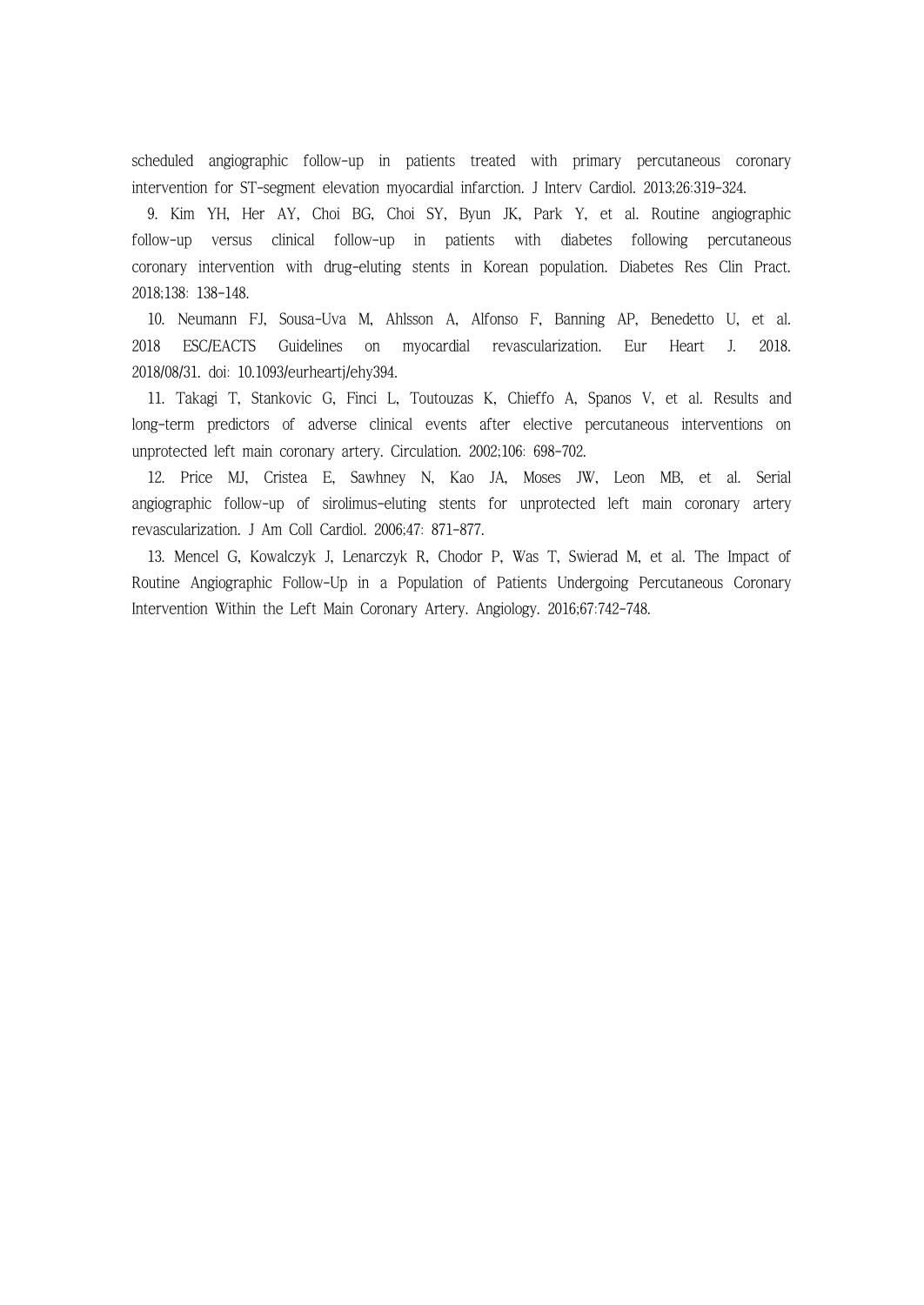scheduled angiographic follow-up in patients treated with primary percutaneous coronary intervention for ST-segment elevation myocardial infarction. J Interv Cardiol. 2013;26:319-324.

9. Kim YH, Her AY, Choi BG, Choi SY, Byun JK, Park Y, et al. Routine angiographic follow-up versus clinical follow-up in patients with diabetes following percutaneous coronary intervention with drug-eluting stents in Korean population. Diabetes Res Clin Pract. 2018;138: 138-148.

10. Neumann FJ, Sousa-Uva M, Ahlsson A, Alfonso F, Banning AP, Benedetto U, et al. 2018 ESC/EACTS Guidelines on myocardial revascularization. Eur Heart J. 2018. 2018/08/31. doi: 10.1093/eurheartj/ehy394.

11. Takagi T, Stankovic G, Finci L, Toutouzas K, Chieffo A, Spanos V, et al. Results and long-term predictors of adverse clinical events after elective percutaneous interventions on unprotected left main coronary artery. Circulation. 2002;106: 698-702.

12. Price MJ, Cristea E, Sawhney N, Kao JA, Moses JW, Leon MB, et al. Serial angiographic follow-up of sirolimus-eluting stents for unprotected left main coronary artery revascularization. J Am Coll Cardiol. 2006;47: 871-877.

13. Mencel G, Kowalczyk J, Lenarczyk R, Chodor P, Was T, Swierad M, et al. The Impact of Routine Angiographic Follow-Up in a Population of Patients Undergoing Percutaneous Coronary Intervention Within the Left Main Coronary Artery. Angiology. 2016;67:742-748.